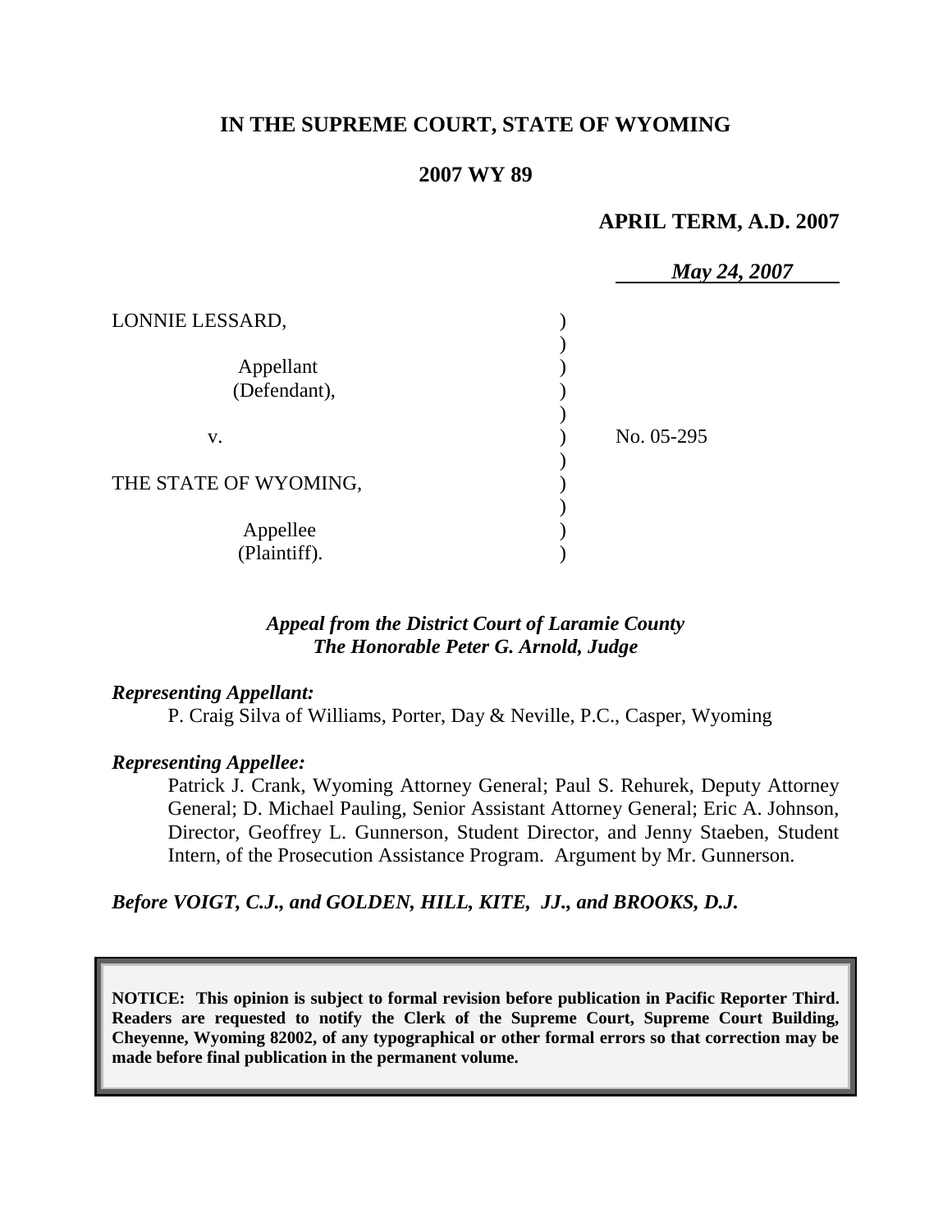**IN THE SUPREME COURT, STATE OF WYOMING**

**2007 WY 89**

**APRIL TERM, A.D. 2007**

*May 24, 2007*

| | | |
|---|---|---|
| LONNIE LESSARD, Appellant (Defendant), | ) | |
| v. | ) | No. 05-295 |
| THE STATE OF WYOMING, Appellee (Plaintiff). | ) | |

***Appeal from the District Court of Laramie County***
***The Honorable Peter G. Arnold, Judge***

***Representing Appellant:***

P. Craig Silva of Williams, Porter, Day & Neville, P.C., Casper, Wyoming

***Representing Appellee:***

Patrick J. Crank, Wyoming Attorney General; Paul S. Rehurek, Deputy Attorney General; D. Michael Pauling, Senior Assistant Attorney General; Eric A. Johnson, Director, Geoffrey L. Gunnerson, Student Director, and Jenny Staeben, Student Intern, of the Prosecution Assistance Program. Argument by Mr. Gunnerson.

***Before VOIGT, C.J., and GOLDEN, HILL, KITE, JJ., and BROOKS, D.J.***

**NOTICE: This opinion is subject to formal revision before publication in Pacific Reporter Third. Readers are requested to notify the Clerk of the Supreme Court, Supreme Court Building, Cheyenne, Wyoming 82002, of any typographical or other formal errors so that correction may be made before final publication in the permanent volume.**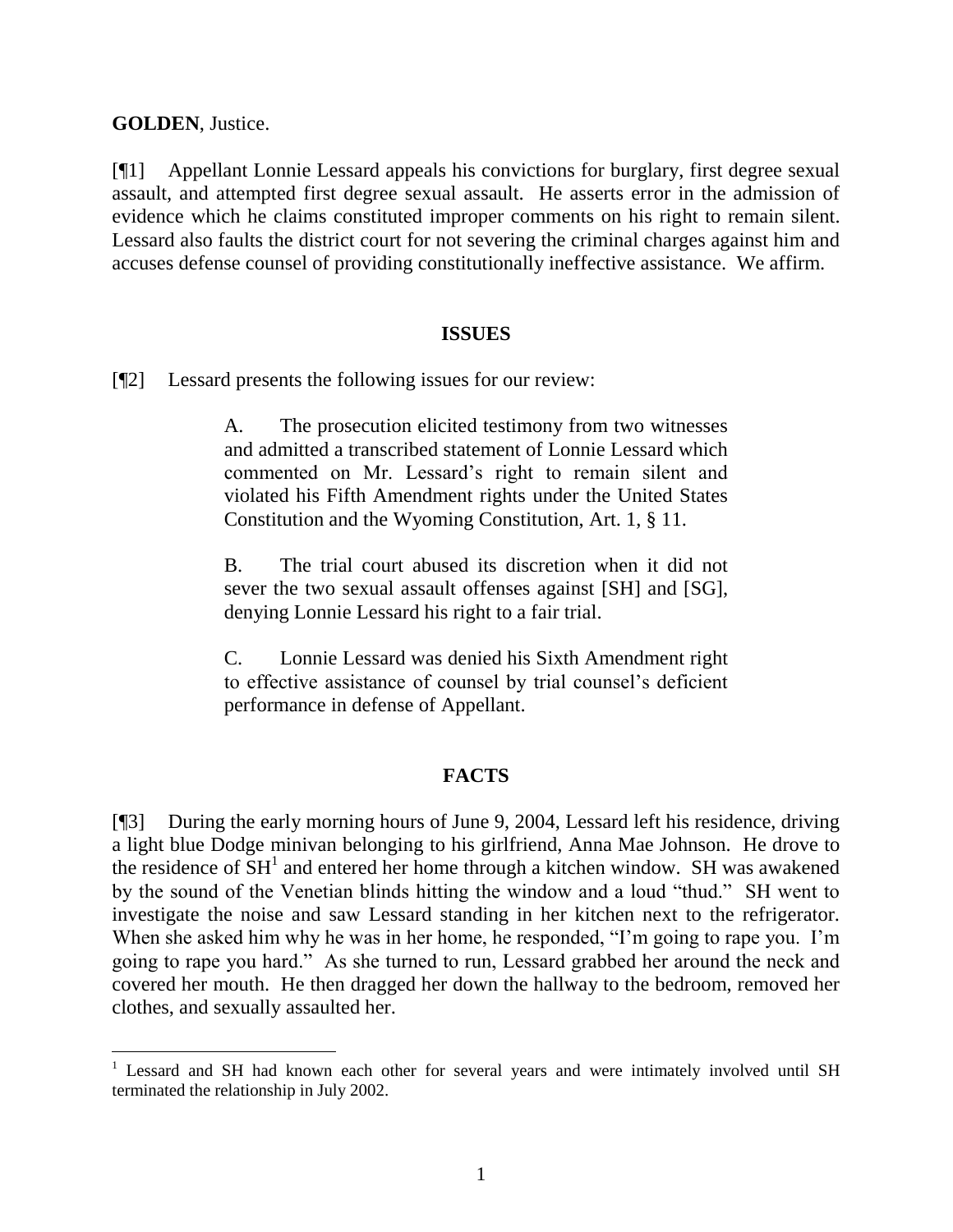**GOLDEN**, Justice.

[¶1] Appellant Lonnie Lessard appeals his convictions for burglary, first degree sexual assault, and attempted first degree sexual assault. He asserts error in the admission of evidence which he claims constituted improper comments on his right to remain silent. Lessard also faults the district court for not severing the criminal charges against him and accuses defense counsel of providing constitutionally ineffective assistance. We affirm.

## ISSUES

[¶2] Lessard presents the following issues for our review:

> A. The prosecution elicited testimony from two witnesses and admitted a transcribed statement of Lonnie Lessard which commented on Mr. Lessard's right to remain silent and violated his Fifth Amendment rights under the United States Constitution and the Wyoming Constitution, Art. 1, § 11.
>
> B. The trial court abused its discretion when it did not sever the two sexual assault offenses against [SH] and [SG], denying Lonnie Lessard his right to a fair trial.
>
> C. Lonnie Lessard was denied his Sixth Amendment right to effective assistance of counsel by trial counsel's deficient performance in defense of Appellant.

## FACTS

[¶3] During the early morning hours of June 9, 2004, Lessard left his residence, driving a light blue Dodge minivan belonging to his girlfriend, Anna Mae Johnson. He drove to the residence of SH[1] and entered her home through a kitchen window. SH was awakened by the sound of the Venetian blinds hitting the window and a loud "thud." SH went to investigate the noise and saw Lessard standing in her kitchen next to the refrigerator. When she asked him why he was in her home, he responded, "I'm going to rape you. I'm going to rape you hard." As she turned to run, Lessard grabbed her around the neck and covered her mouth. He then dragged her down the hallway to the bedroom, removed her clothes, and sexually assaulted her.

[1] Lessard and SH had known each other for several years and were intimately involved until SH terminated the relationship in July 2002.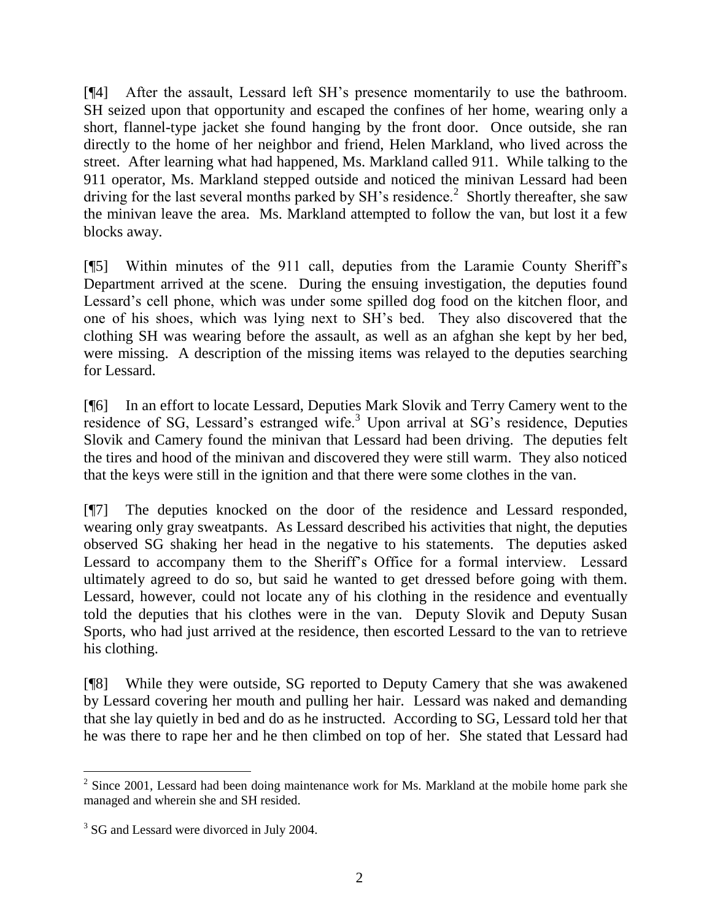[¶4] After the assault, Lessard left SH's presence momentarily to use the bathroom. SH seized upon that opportunity and escaped the confines of her home, wearing only a short, flannel-type jacket she found hanging by the front door. Once outside, she ran directly to the home of her neighbor and friend, Helen Markland, who lived across the street. After learning what had happened, Ms. Markland called 911. While talking to the 911 operator, Ms. Markland stepped outside and noticed the minivan Lessard had been driving for the last several months parked by SH's residence.[2] Shortly thereafter, she saw the minivan leave the area. Ms. Markland attempted to follow the van, but lost it a few blocks away.

[¶5] Within minutes of the 911 call, deputies from the Laramie County Sheriff's Department arrived at the scene. During the ensuing investigation, the deputies found Lessard's cell phone, which was under some spilled dog food on the kitchen floor, and one of his shoes, which was lying next to SH's bed. They also discovered that the clothing SH was wearing before the assault, as well as an afghan she kept by her bed, were missing. A description of the missing items was relayed to the deputies searching for Lessard.

[¶6] In an effort to locate Lessard, Deputies Mark Slovik and Terry Camery went to the residence of SG, Lessard's estranged wife.[3] Upon arrival at SG's residence, Deputies Slovik and Camery found the minivan that Lessard had been driving. The deputies felt the tires and hood of the minivan and discovered they were still warm. They also noticed that the keys were still in the ignition and that there were some clothes in the van.

[¶7] The deputies knocked on the door of the residence and Lessard responded, wearing only gray sweatpants. As Lessard described his activities that night, the deputies observed SG shaking her head in the negative to his statements. The deputies asked Lessard to accompany them to the Sheriff's Office for a formal interview. Lessard ultimately agreed to do so, but said he wanted to get dressed before going with them. Lessard, however, could not locate any of his clothing in the residence and eventually told the deputies that his clothes were in the van. Deputy Slovik and Deputy Susan Sports, who had just arrived at the residence, then escorted Lessard to the van to retrieve his clothing.

[¶8] While they were outside, SG reported to Deputy Camery that she was awakened by Lessard covering her mouth and pulling her hair. Lessard was naked and demanding that she lay quietly in bed and do as he instructed. According to SG, Lessard told her that he was there to rape her and he then climbed on top of her. She stated that Lessard had

---

[2] Since 2001, Lessard had been doing maintenance work for Ms. Markland at the mobile home park she managed and wherein she and SH resided.

[3] SG and Lessard were divorced in July 2004.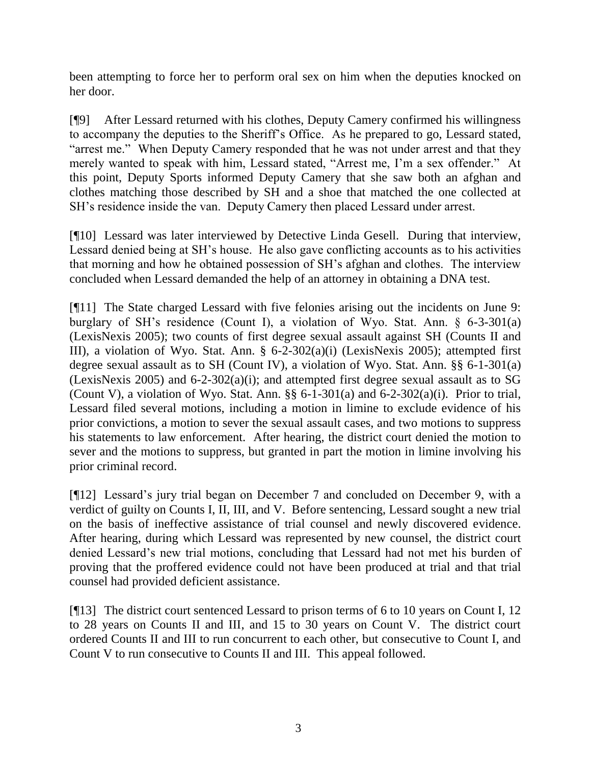been attempting to force her to perform oral sex on him when the deputies knocked on her door.

[¶9] After Lessard returned with his clothes, Deputy Camery confirmed his willingness to accompany the deputies to the Sheriff's Office. As he prepared to go, Lessard stated, "arrest me." When Deputy Camery responded that he was not under arrest and that they merely wanted to speak with him, Lessard stated, "Arrest me, I'm a sex offender." At this point, Deputy Sports informed Deputy Camery that she saw both an afghan and clothes matching those described by SH and a shoe that matched the one collected at SH's residence inside the van. Deputy Camery then placed Lessard under arrest.

[¶10] Lessard was later interviewed by Detective Linda Gesell. During that interview, Lessard denied being at SH's house. He also gave conflicting accounts as to his activities that morning and how he obtained possession of SH's afghan and clothes. The interview concluded when Lessard demanded the help of an attorney in obtaining a DNA test.

[¶11] The State charged Lessard with five felonies arising out the incidents on June 9: burglary of SH's residence (Count I), a violation of Wyo. Stat. Ann. § 6-3-301(a) (LexisNexis 2005); two counts of first degree sexual assault against SH (Counts II and III), a violation of Wyo. Stat. Ann. § 6-2-302(a)(i) (LexisNexis 2005); attempted first degree sexual assault as to SH (Count IV), a violation of Wyo. Stat. Ann. §§ 6-1-301(a) (LexisNexis 2005) and 6-2-302(a)(i); and attempted first degree sexual assault as to SG (Count V), a violation of Wyo. Stat. Ann. §§ 6-1-301(a) and 6-2-302(a)(i). Prior to trial, Lessard filed several motions, including a motion in limine to exclude evidence of his prior convictions, a motion to sever the sexual assault cases, and two motions to suppress his statements to law enforcement. After hearing, the district court denied the motion to sever and the motions to suppress, but granted in part the motion in limine involving his prior criminal record.

[¶12] Lessard's jury trial began on December 7 and concluded on December 9, with a verdict of guilty on Counts I, II, III, and V. Before sentencing, Lessard sought a new trial on the basis of ineffective assistance of trial counsel and newly discovered evidence. After hearing, during which Lessard was represented by new counsel, the district court denied Lessard's new trial motions, concluding that Lessard had not met his burden of proving that the proffered evidence could not have been produced at trial and that trial counsel had provided deficient assistance.

[¶13] The district court sentenced Lessard to prison terms of 6 to 10 years on Count I, 12 to 28 years on Counts II and III, and 15 to 30 years on Count V. The district court ordered Counts II and III to run concurrent to each other, but consecutive to Count I, and Count V to run consecutive to Counts II and III. This appeal followed.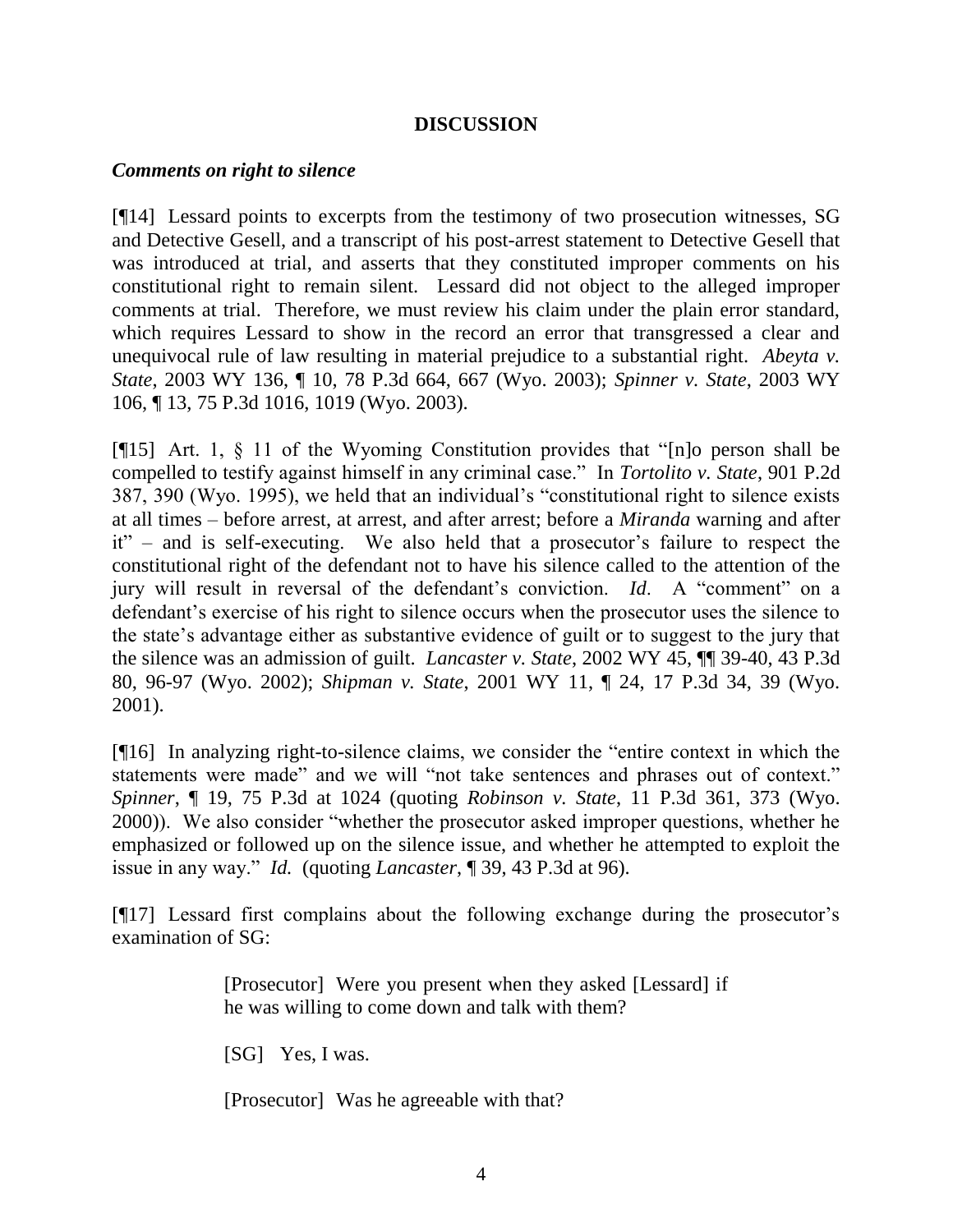## DISCUSSION

### *Comments on right to silence*

[¶14] Lessard points to excerpts from the testimony of two prosecution witnesses, SG and Detective Gesell, and a transcript of his post-arrest statement to Detective Gesell that was introduced at trial, and asserts that they constituted improper comments on his constitutional right to remain silent. Lessard did not object to the alleged improper comments at trial. Therefore, we must review his claim under the plain error standard, which requires Lessard to show in the record an error that transgressed a clear and unequivocal rule of law resulting in material prejudice to a substantial right. *Abeyta v. State*, 2003 WY 136, ¶ 10, 78 P.3d 664, 667 (Wyo. 2003); *Spinner v. State*, 2003 WY 106, ¶ 13, 75 P.3d 1016, 1019 (Wyo. 2003).

[¶15] Art. 1, § 11 of the Wyoming Constitution provides that "[n]o person shall be compelled to testify against himself in any criminal case." In *Tortolito v. State*, 901 P.2d 387, 390 (Wyo. 1995), we held that an individual's "constitutional right to silence exists at all times – before arrest, at arrest, and after arrest; before a *Miranda* warning and after it" – and is self-executing. We also held that a prosecutor's failure to respect the constitutional right of the defendant not to have his silence called to the attention of the jury will result in reversal of the defendant's conviction. *Id*. A "comment" on a defendant's exercise of his right to silence occurs when the prosecutor uses the silence to the state's advantage either as substantive evidence of guilt or to suggest to the jury that the silence was an admission of guilt. *Lancaster v. State*, 2002 WY 45, ¶¶ 39-40, 43 P.3d 80, 96-97 (Wyo. 2002); *Shipman v. State*, 2001 WY 11, ¶ 24, 17 P.3d 34, 39 (Wyo. 2001).

[¶16] In analyzing right-to-silence claims, we consider the "entire context in which the statements were made" and we will "not take sentences and phrases out of context." *Spinner*, ¶ 19, 75 P.3d at 1024 (quoting *Robinson v. State*, 11 P.3d 361, 373 (Wyo. 2000)). We also consider "whether the prosecutor asked improper questions, whether he emphasized or followed up on the silence issue, and whether he attempted to exploit the issue in any way." *Id.* (quoting *Lancaster*, ¶ 39, 43 P.3d at 96).

[¶17] Lessard first complains about the following exchange during the prosecutor's examination of SG:

> [Prosecutor] Were you present when they asked [Lessard] if he was willing to come down and talk with them?
>
> [SG] Yes, I was.
>
> [Prosecutor] Was he agreeable with that?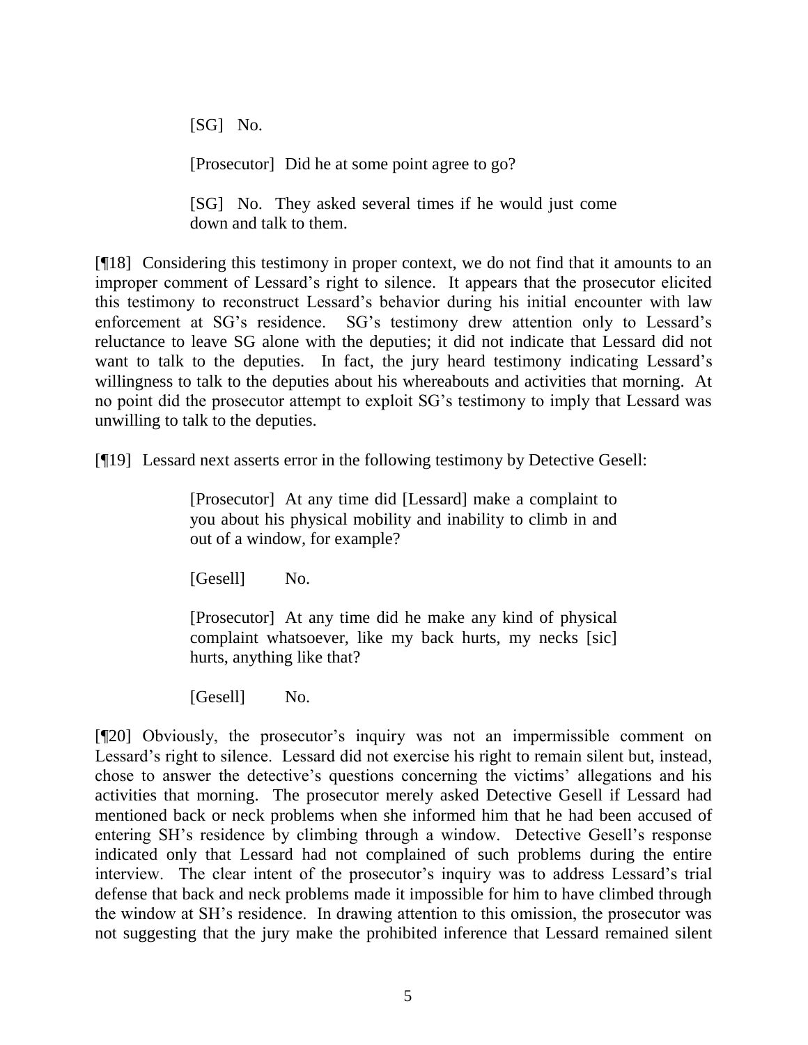> [SG] No.
>
> [Prosecutor] Did he at some point agree to go?
>
> [SG] No. They asked several times if he would just come down and talk to them.

[¶18] Considering this testimony in proper context, we do not find that it amounts to an improper comment of Lessard's right to silence. It appears that the prosecutor elicited this testimony to reconstruct Lessard's behavior during his initial encounter with law enforcement at SG's residence. SG's testimony drew attention only to Lessard's reluctance to leave SG alone with the deputies; it did not indicate that Lessard did not want to talk to the deputies. In fact, the jury heard testimony indicating Lessard's willingness to talk to the deputies about his whereabouts and activities that morning. At no point did the prosecutor attempt to exploit SG's testimony to imply that Lessard was unwilling to talk to the deputies.

[¶19] Lessard next asserts error in the following testimony by Detective Gesell:

> [Prosecutor] At any time did [Lessard] make a complaint to you about his physical mobility and inability to climb in and out of a window, for example?
>
> [Gesell] No.
>
> [Prosecutor] At any time did he make any kind of physical complaint whatsoever, like my back hurts, my necks [sic] hurts, anything like that?
>
> [Gesell] No.

[¶20] Obviously, the prosecutor's inquiry was not an impermissible comment on Lessard's right to silence. Lessard did not exercise his right to remain silent but, instead, chose to answer the detective's questions concerning the victims' allegations and his activities that morning. The prosecutor merely asked Detective Gesell if Lessard had mentioned back or neck problems when she informed him that he had been accused of entering SH's residence by climbing through a window. Detective Gesell's response indicated only that Lessard had not complained of such problems during the entire interview. The clear intent of the prosecutor's inquiry was to address Lessard's trial defense that back and neck problems made it impossible for him to have climbed through the window at SH's residence. In drawing attention to this omission, the prosecutor was not suggesting that the jury make the prohibited inference that Lessard remained silent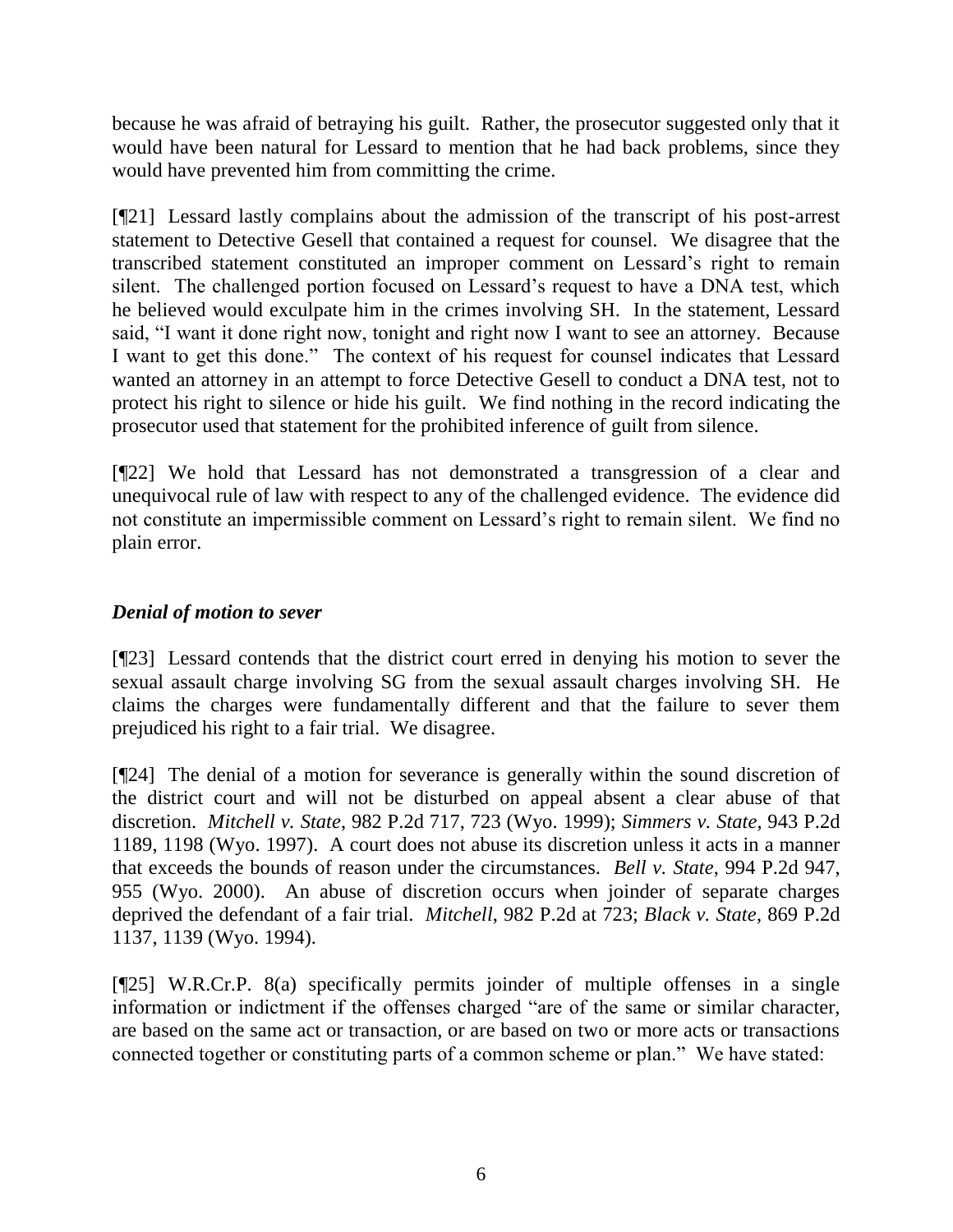because he was afraid of betraying his guilt. Rather, the prosecutor suggested only that it would have been natural for Lessard to mention that he had back problems, since they would have prevented him from committing the crime.

[¶21] Lessard lastly complains about the admission of the transcript of his post-arrest statement to Detective Gesell that contained a request for counsel. We disagree that the transcribed statement constituted an improper comment on Lessard's right to remain silent. The challenged portion focused on Lessard's request to have a DNA test, which he believed would exculpate him in the crimes involving SH. In the statement, Lessard said, "I want it done right now, tonight and right now I want to see an attorney. Because I want to get this done." The context of his request for counsel indicates that Lessard wanted an attorney in an attempt to force Detective Gesell to conduct a DNA test, not to protect his right to silence or hide his guilt. We find nothing in the record indicating the prosecutor used that statement for the prohibited inference of guilt from silence.

[¶22] We hold that Lessard has not demonstrated a transgression of a clear and unequivocal rule of law with respect to any of the challenged evidence. The evidence did not constitute an impermissible comment on Lessard's right to remain silent. We find no plain error.

### *Denial of motion to sever*

[¶23] Lessard contends that the district court erred in denying his motion to sever the sexual assault charge involving SG from the sexual assault charges involving SH. He claims the charges were fundamentally different and that the failure to sever them prejudiced his right to a fair trial. We disagree.

[¶24] The denial of a motion for severance is generally within the sound discretion of the district court and will not be disturbed on appeal absent a clear abuse of that discretion. *Mitchell v. State*, 982 P.2d 717, 723 (Wyo. 1999); *Simmers v. State*, 943 P.2d 1189, 1198 (Wyo. 1997). A court does not abuse its discretion unless it acts in a manner that exceeds the bounds of reason under the circumstances. *Bell v. State*, 994 P.2d 947, 955 (Wyo. 2000). An abuse of discretion occurs when joinder of separate charges deprived the defendant of a fair trial. *Mitchell*, 982 P.2d at 723; *Black v. State*, 869 P.2d 1137, 1139 (Wyo. 1994).

[¶25] W.R.Cr.P. 8(a) specifically permits joinder of multiple offenses in a single information or indictment if the offenses charged "are of the same or similar character, are based on the same act or transaction, or are based on two or more acts or transactions connected together or constituting parts of a common scheme or plan." We have stated: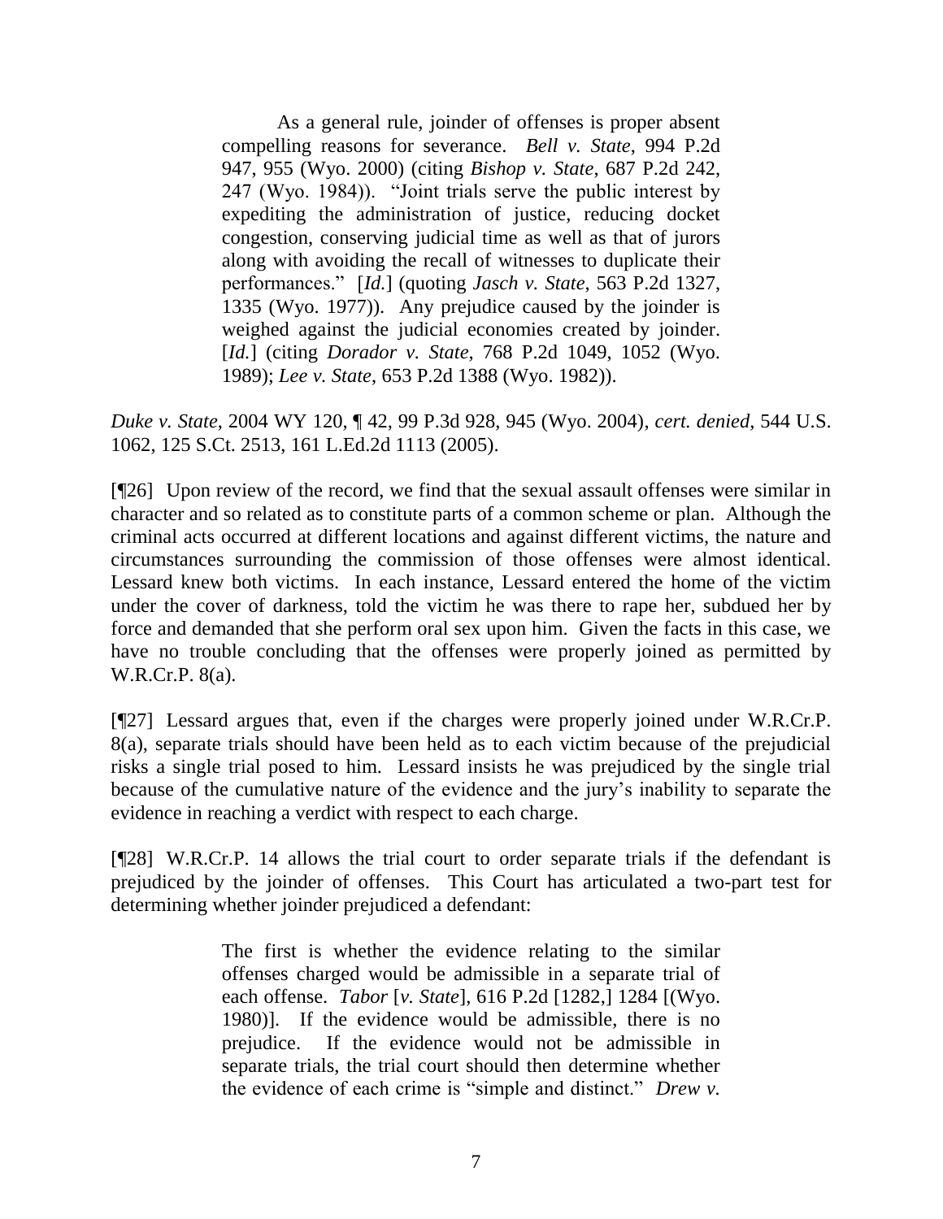> As a general rule, joinder of offenses is proper absent compelling reasons for severance. *Bell v. State*, 994 P.2d 947, 955 (Wyo. 2000) (citing *Bishop v. State*, 687 P.2d 242, 247 (Wyo. 1984)). "Joint trials serve the public interest by expediting the administration of justice, reducing docket congestion, conserving judicial time as well as that of jurors along with avoiding the recall of witnesses to duplicate their performances." [*Id.*] (quoting *Jasch v. State*, 563 P.2d 1327, 1335 (Wyo. 1977)). Any prejudice caused by the joinder is weighed against the judicial economies created by joinder. [*Id.*] (citing *Dorador v. State*, 768 P.2d 1049, 1052 (Wyo. 1989); *Lee v. State*, 653 P.2d 1388 (Wyo. 1982)).

*Duke v. State*, 2004 WY 120, ¶ 42, 99 P.3d 928, 945 (Wyo. 2004), *cert. denied*, 544 U.S. 1062, 125 S.Ct. 2513, 161 L.Ed.2d 1113 (2005).

[¶26] Upon review of the record, we find that the sexual assault offenses were similar in character and so related as to constitute parts of a common scheme or plan. Although the criminal acts occurred at different locations and against different victims, the nature and circumstances surrounding the commission of those offenses were almost identical. Lessard knew both victims. In each instance, Lessard entered the home of the victim under the cover of darkness, told the victim he was there to rape her, subdued her by force and demanded that she perform oral sex upon him. Given the facts in this case, we have no trouble concluding that the offenses were properly joined as permitted by W.R.Cr.P. 8(a).

[¶27] Lessard argues that, even if the charges were properly joined under W.R.Cr.P. 8(a), separate trials should have been held as to each victim because of the prejudicial risks a single trial posed to him. Lessard insists he was prejudiced by the single trial because of the cumulative nature of the evidence and the jury's inability to separate the evidence in reaching a verdict with respect to each charge.

[¶28] W.R.Cr.P. 14 allows the trial court to order separate trials if the defendant is prejudiced by the joinder of offenses. This Court has articulated a two-part test for determining whether joinder prejudiced a defendant:

> The first is whether the evidence relating to the similar offenses charged would be admissible in a separate trial of each offense. *Tabor* [*v. State*], 616 P.2d [1282,] 1284 [(Wyo. 1980)]. If the evidence would be admissible, there is no prejudice. If the evidence would not be admissible in separate trials, the trial court should then determine whether the evidence of each crime is "simple and distinct." *Drew v.*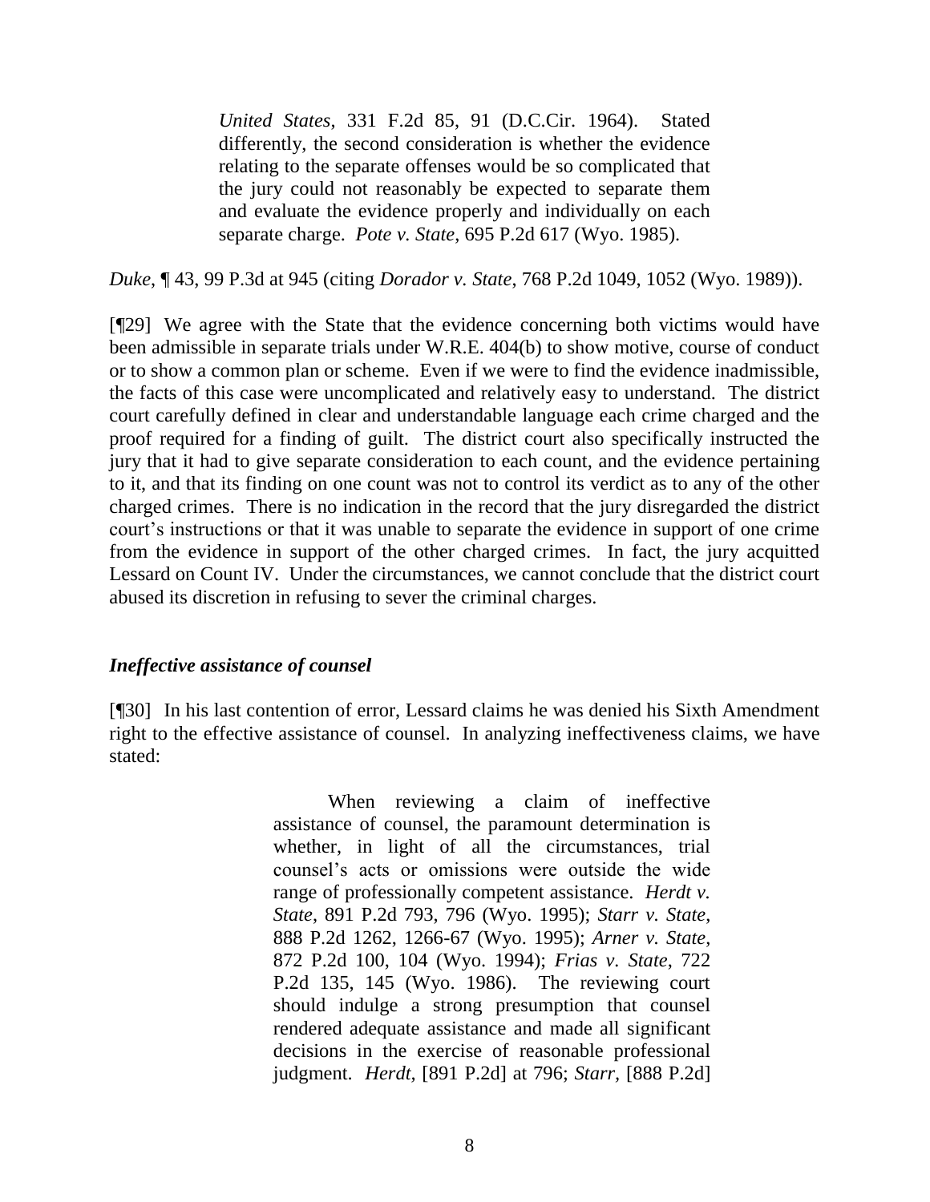> *United States*, 331 F.2d 85, 91 (D.C.Cir. 1964). Stated differently, the second consideration is whether the evidence relating to the separate offenses would be so complicated that the jury could not reasonably be expected to separate them and evaluate the evidence properly and individually on each separate charge. *Pote v. State*, 695 P.2d 617 (Wyo. 1985).

*Duke*, ¶ 43, 99 P.3d at 945 (citing *Dorador v. State*, 768 P.2d 1049, 1052 (Wyo. 1989)).

[¶29] We agree with the State that the evidence concerning both victims would have been admissible in separate trials under W.R.E. 404(b) to show motive, course of conduct or to show a common plan or scheme. Even if we were to find the evidence inadmissible, the facts of this case were uncomplicated and relatively easy to understand. The district court carefully defined in clear and understandable language each crime charged and the proof required for a finding of guilt. The district court also specifically instructed the jury that it had to give separate consideration to each count, and the evidence pertaining to it, and that its finding on one count was not to control its verdict as to any of the other charged crimes. There is no indication in the record that the jury disregarded the district court's instructions or that it was unable to separate the evidence in support of one crime from the evidence in support of the other charged crimes. In fact, the jury acquitted Lessard on Count IV. Under the circumstances, we cannot conclude that the district court abused its discretion in refusing to sever the criminal charges.

### *Ineffective assistance of counsel*

[¶30] In his last contention of error, Lessard claims he was denied his Sixth Amendment right to the effective assistance of counsel. In analyzing ineffectiveness claims, we have stated:

> When reviewing a claim of ineffective assistance of counsel, the paramount determination is whether, in light of all the circumstances, trial counsel's acts or omissions were outside the wide range of professionally competent assistance. *Herdt v. State*, 891 P.2d 793, 796 (Wyo. 1995); *Starr v. State*, 888 P.2d 1262, 1266-67 (Wyo. 1995); *Arner v. State*, 872 P.2d 100, 104 (Wyo. 1994); *Frias v. State*, 722 P.2d 135, 145 (Wyo. 1986). The reviewing court should indulge a strong presumption that counsel rendered adequate assistance and made all significant decisions in the exercise of reasonable professional judgment. *Herdt*, [891 P.2d] at 796; *Starr*, [888 P.2d]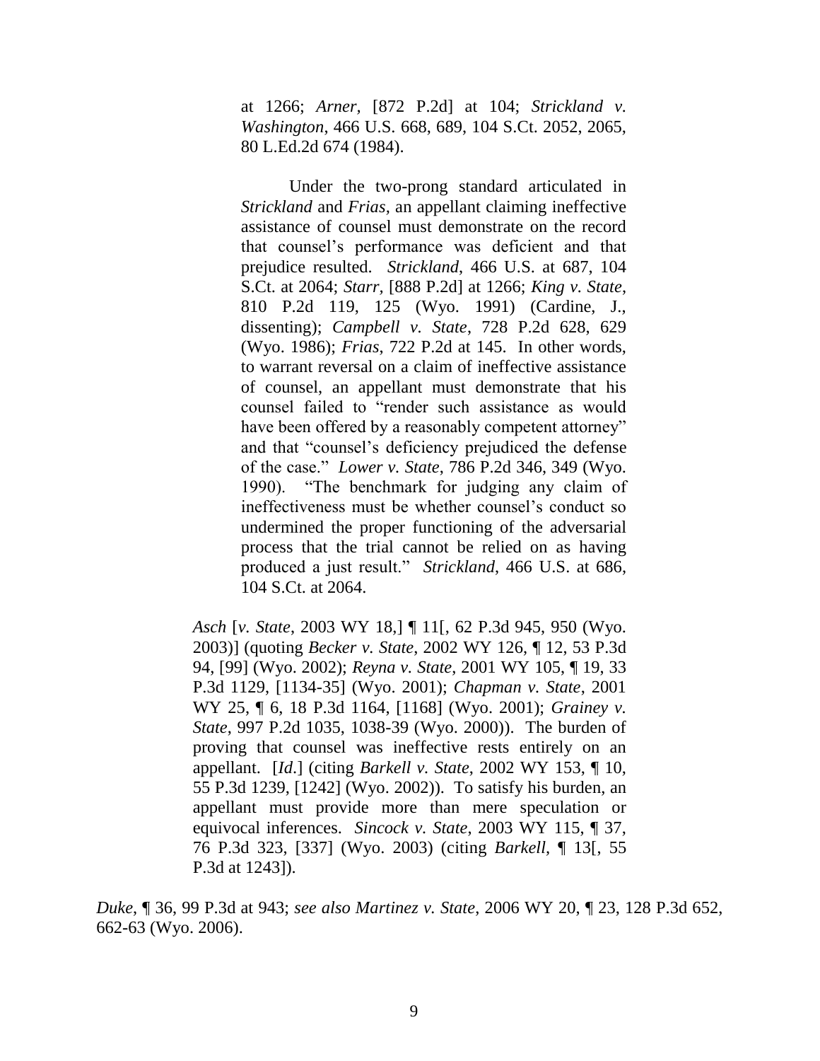> > at 1266; *Arner*, [872 P.2d] at 104; *Strickland v. Washington*, 466 U.S. 668, 689, 104 S.Ct. 2052, 2065, 80 L.Ed.2d 674 (1984).
> >
> > Under the two-prong standard articulated in *Strickland* and *Frias*, an appellant claiming ineffective assistance of counsel must demonstrate on the record that counsel's performance was deficient and that prejudice resulted. *Strickland*, 466 U.S. at 687, 104 S.Ct. at 2064; *Starr*, [888 P.2d] at 1266; *King v. State*, 810 P.2d 119, 125 (Wyo. 1991) (Cardine, J., dissenting); *Campbell v. State*, 728 P.2d 628, 629 (Wyo. 1986); *Frias*, 722 P.2d at 145. In other words, to warrant reversal on a claim of ineffective assistance of counsel, an appellant must demonstrate that his counsel failed to "render such assistance as would have been offered by a reasonably competent attorney" and that "counsel's deficiency prejudiced the defense of the case." *Lower v. State*, 786 P.2d 346, 349 (Wyo. 1990). "The benchmark for judging any claim of ineffectiveness must be whether counsel's conduct so undermined the proper functioning of the adversarial process that the trial cannot be relied on as having produced a just result." *Strickland*, 466 U.S. at 686, 104 S.Ct. at 2064.
>
> *Asch* [*v. State*, 2003 WY 18,] ¶ 11[, 62 P.3d 945, 950 (Wyo. 2003)] (quoting *Becker v. State*, 2002 WY 126, ¶ 12, 53 P.3d 94, [99] (Wyo. 2002); *Reyna v. State*, 2001 WY 105, ¶ 19, 33 P.3d 1129, [1134-35] (Wyo. 2001); *Chapman v. State*, 2001 WY 25, ¶ 6, 18 P.3d 1164, [1168] (Wyo. 2001); *Grainey v. State*, 997 P.2d 1035, 1038-39 (Wyo. 2000)). The burden of proving that counsel was ineffective rests entirely on an appellant. [*Id*.] (citing *Barkell v. State*, 2002 WY 153, ¶ 10, 55 P.3d 1239, [1242] (Wyo. 2002)). To satisfy his burden, an appellant must provide more than mere speculation or equivocal inferences. *Sincock v. State*, 2003 WY 115, ¶ 37, 76 P.3d 323, [337] (Wyo. 2003) (citing *Barkell*, ¶ 13[, 55 P.3d at 1243]).

*Duke*, ¶ 36, 99 P.3d at 943; *see also Martinez v. State*, 2006 WY 20, ¶ 23, 128 P.3d 652, 662-63 (Wyo. 2006).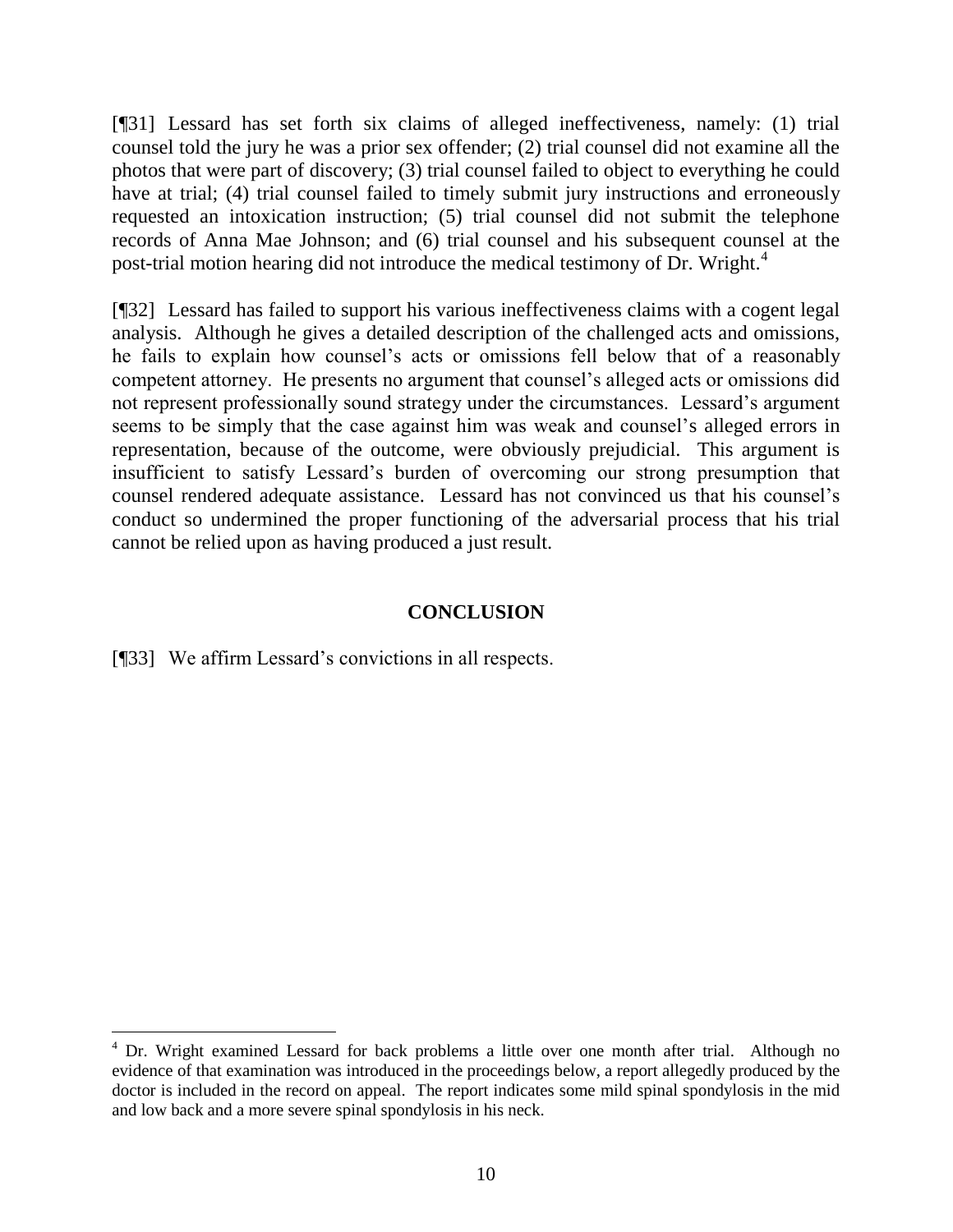[¶31] Lessard has set forth six claims of alleged ineffectiveness, namely: (1) trial counsel told the jury he was a prior sex offender; (2) trial counsel did not examine all the photos that were part of discovery; (3) trial counsel failed to object to everything he could have at trial; (4) trial counsel failed to timely submit jury instructions and erroneously requested an intoxication instruction; (5) trial counsel did not submit the telephone records of Anna Mae Johnson; and (6) trial counsel and his subsequent counsel at the post-trial motion hearing did not introduce the medical testimony of Dr. Wright.[4]

[¶32] Lessard has failed to support his various ineffectiveness claims with a cogent legal analysis. Although he gives a detailed description of the challenged acts and omissions, he fails to explain how counsel's acts or omissions fell below that of a reasonably competent attorney. He presents no argument that counsel's alleged acts or omissions did not represent professionally sound strategy under the circumstances. Lessard's argument seems to be simply that the case against him was weak and counsel's alleged errors in representation, because of the outcome, were obviously prejudicial. This argument is insufficient to satisfy Lessard's burden of overcoming our strong presumption that counsel rendered adequate assistance. Lessard has not convinced us that his counsel's conduct so undermined the proper functioning of the adversarial process that his trial cannot be relied upon as having produced a just result.

## CONCLUSION

[¶33] We affirm Lessard's convictions in all respects.

---

[4] Dr. Wright examined Lessard for back problems a little over one month after trial. Although no evidence of that examination was introduced in the proceedings below, a report allegedly produced by the doctor is included in the record on appeal. The report indicates some mild spinal spondylosis in the mid and low back and a more severe spinal spondylosis in his neck.